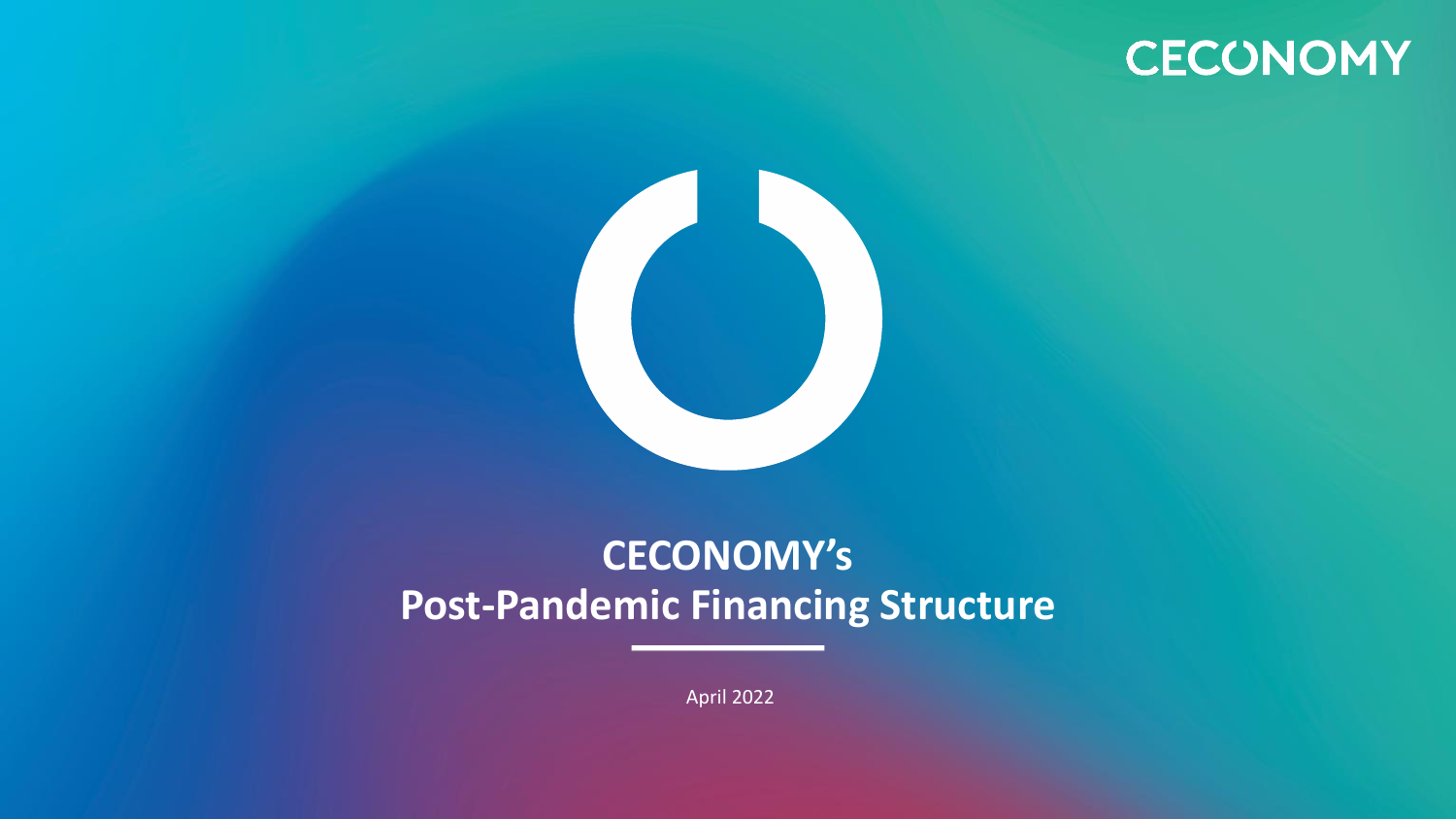CECONOMY

# CECONOMY's
# Post-Pandemic Financing Structure

April 2022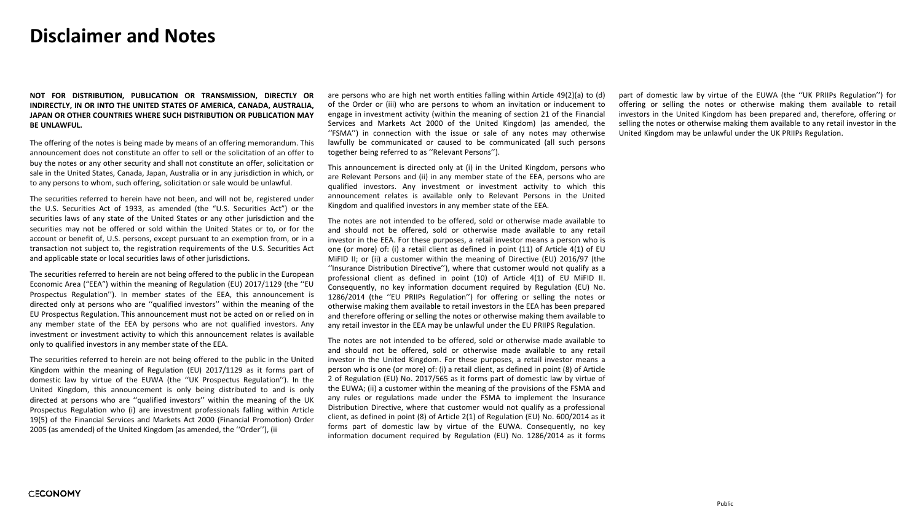# Disclaimer and Notes

**NOT FOR DISTRIBUTION, PUBLICATION OR TRANSMISSION, DIRECTLY OR INDIRECTLY, IN OR INTO THE UNITED STATES OF AMERICA, CANADA, AUSTRALIA, JAPAN OR OTHER COUNTRIES WHERE SUCH DISTRIBUTION OR PUBLICATION MAY BE UNLAWFUL.**

The offering of the notes is being made by means of an offering memorandum. This announcement does not constitute an offer to sell or the solicitation of an offer to buy the notes or any other security and shall not constitute an offer, solicitation or sale in the United States, Canada, Japan, Australia or in any jurisdiction in which, or to any persons to whom, such offering, solicitation or sale would be unlawful.

The securities referred to herein have not been, and will not be, registered under the U.S. Securities Act of 1933, as amended (the "U.S. Securities Act") or the securities laws of any state of the United States or any other jurisdiction and the securities may not be offered or sold within the United States or to, or for the account or benefit of, U.S. persons, except pursuant to an exemption from, or in a transaction not subject to, the registration requirements of the U.S. Securities Act and applicable state or local securities laws of other jurisdictions.

The securities referred to herein are not being offered to the public in the European Economic Area ("EEA") within the meaning of Regulation (EU) 2017/1129 (the ''EU Prospectus Regulation''). In member states of the EEA, this announcement is directed only at persons who are ''qualified investors'' within the meaning of the EU Prospectus Regulation. This announcement must not be acted on or relied on in any member state of the EEA by persons who are not qualified investors. Any investment or investment activity to which this announcement relates is available only to qualified investors in any member state of the EEA.

The securities referred to herein are not being offered to the public in the United Kingdom within the meaning of Regulation (EU) 2017/1129 as it forms part of domestic law by virtue of the EUWA (the ''UK Prospectus Regulation''). In the United Kingdom, this announcement is only being distributed to and is only directed at persons who are ''qualified investors'' within the meaning of the UK Prospectus Regulation who (i) are investment professionals falling within Article 19(5) of the Financial Services and Markets Act 2000 (Financial Promotion) Order 2005 (as amended) of the United Kingdom (as amended, the ''Order''), (ii are persons who are high net worth entities falling within Article 49(2)(a) to (d) of the Order or (iii) who are persons to whom an invitation or inducement to engage in investment activity (within the meaning of section 21 of the Financial Services and Markets Act 2000 of the United Kingdom) (as amended, the ''FSMA'') in connection with the issue or sale of any notes may otherwise lawfully be communicated or caused to be communicated (all such persons together being referred to as ''Relevant Persons'').

This announcement is directed only at (i) in the United Kingdom, persons who are Relevant Persons and (ii) in any member state of the EEA, persons who are qualified investors. Any investment or investment activity to which this announcement relates is available only to Relevant Persons in the United Kingdom and qualified investors in any member state of the EEA.

The notes are not intended to be offered, sold or otherwise made available to and should not be offered, sold or otherwise made available to any retail investor in the EEA. For these purposes, a retail investor means a person who is one (or more) of: (i) a retail client as defined in point (11) of Article 4(1) of EU MiFID II; or (ii) a customer within the meaning of Directive (EU) 2016/97 (the ''Insurance Distribution Directive''), where that customer would not qualify as a professional client as defined in point (10) of Article 4(1) of EU MiFID II. Consequently, no key information document required by Regulation (EU) No. 1286/2014 (the ''EU PRIIPs Regulation'') for offering or selling the notes or otherwise making them available to retail investors in the EEA has been prepared and therefore offering or selling the notes or otherwise making them available to any retail investor in the EEA may be unlawful under the EU PRIIPS Regulation.

The notes are not intended to be offered, sold or otherwise made available to and should not be offered, sold or otherwise made available to any retail investor in the United Kingdom. For these purposes, a retail investor means a person who is one (or more) of: (i) a retail client, as defined in point (8) of Article 2 of Regulation (EU) No. 2017/565 as it forms part of domestic law by virtue of the EUWA; (ii) a customer within the meaning of the provisions of the FSMA and any rules or regulations made under the FSMA to implement the Insurance Distribution Directive, where that customer would not qualify as a professional client, as defined in point (8) of Article 2(1) of Regulation (EU) No. 600/2014 as it forms part of domestic law by virtue of the EUWA. Consequently, no key information document required by Regulation (EU) No. 1286/2014 as it forms part of domestic law by virtue of the EUWA (the ''UK PRIIPs Regulation'') for offering or selling the notes or otherwise making them available to retail investors in the United Kingdom has been prepared and, therefore, offering or selling the notes or otherwise making them available to any retail investor in the United Kingdom may be unlawful under the UK PRIIPs Regulation.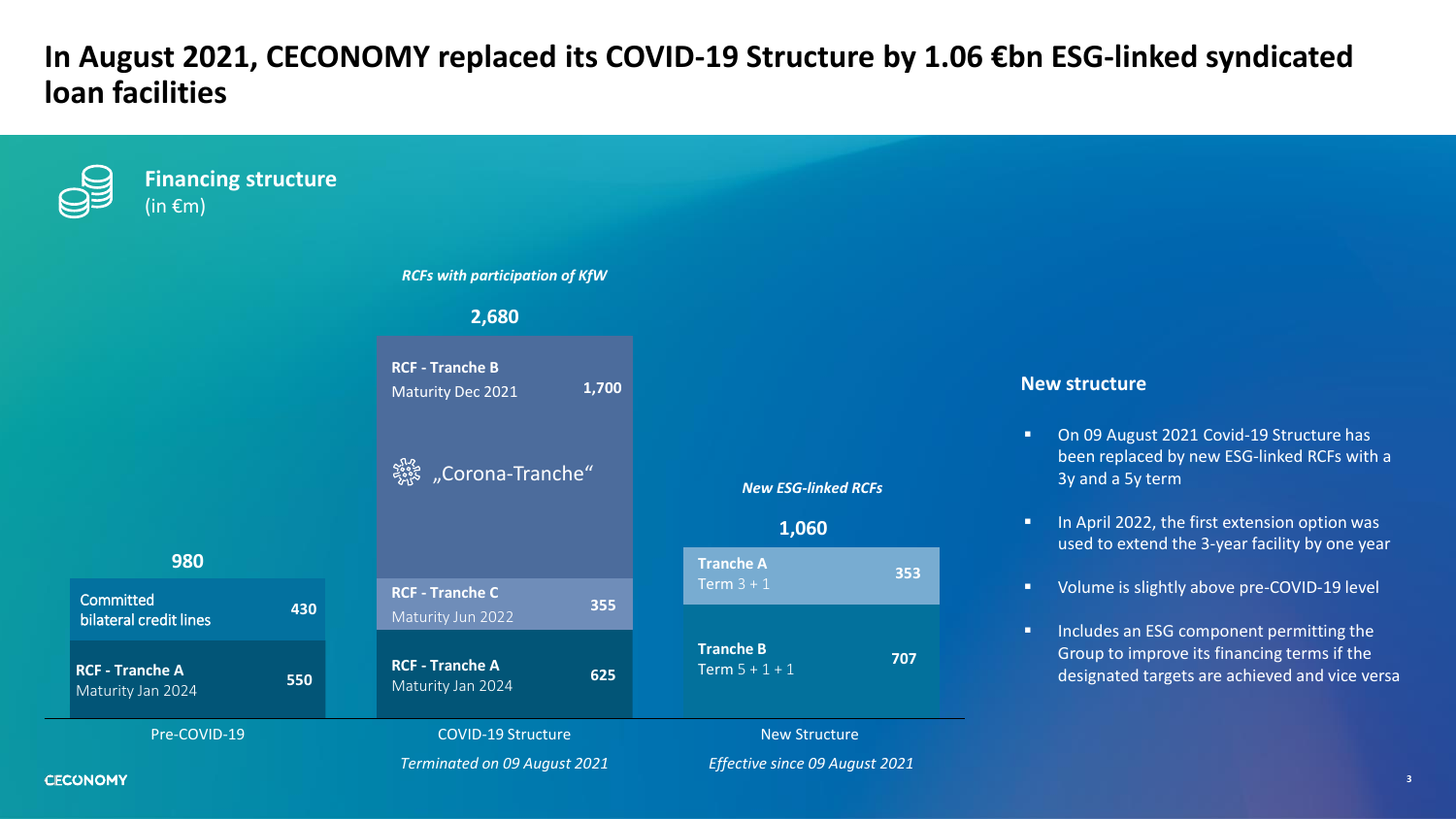# In August 2021, CECONOMY replaced its COVID-19 Structure by 1.06 €bn ESG-linked syndicated loan facilities

## Financing structure
(in €m)

**Pre-COVID-19** — Total: **980**

| Component | Amount |
|---|---|
| Committed bilateral credit lines | 430 |
| **RCF - Tranche A** Maturity Jan 2024 | 550 |

**COVID-19 Structure** — *Terminated on 09 August 2021* — *RCFs with participation of KfW* — Total: **2,680**

| Component | Amount |
|---|---|
| **RCF - Tranche B** Maturity Dec 2021 („Corona-Tranche“) | 1,700 |
| **RCF - Tranche C** Maturity Jun 2022 | 355 |
| **RCF - Tranche A** Maturity Jan 2024 | 625 |

**New Structure** — *Effective since 09 August 2021* — *New ESG-linked RCFs* — Total: **1,060**

| Component | Amount |
|---|---|
| **Tranche A** Term 3 + 1 | 353 |
| **Tranche B** Term 5 + 1 + 1 | 707 |

### New structure

- On 09 August 2021 Covid-19 Structure has been replaced by new ESG-linked RCFs with a 3y and a 5y term
- In April 2022, the first extension option was used to extend the 3-year facility by one year
- Volume is slightly above pre-COVID-19 level
- Includes an ESG component permitting the Group to improve its financing terms if the designated targets are achieved and vice versa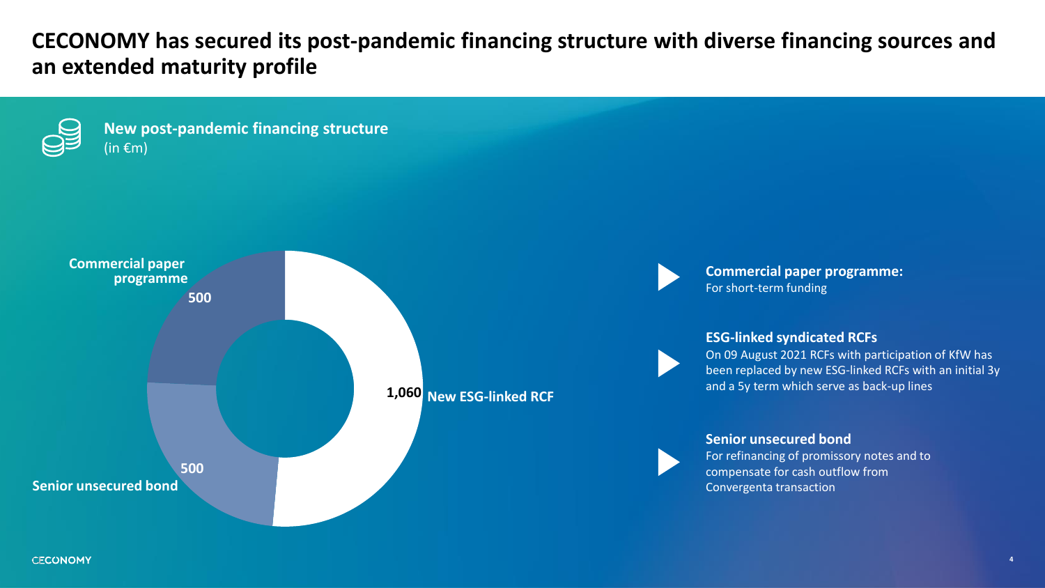# CECONOMY has secured its post-pandemic financing structure with diverse financing sources and an extended maturity profile

**New post-pandemic financing structure**
(in €m)

| Financing source | Amount (€m) |
| --- | --- |
| New ESG-linked RCF | 1,060 |
| Senior unsecured bond | 500 |
| Commercial paper programme | 500 |

**Commercial paper programme:**
For short-term funding

**ESG-linked syndicated RCFs**
On 09 August 2021 RCFs with participation of KfW has been replaced by new ESG-linked RCFs with an initial 3y and a 5y term which serve as back-up lines

**Senior unsecured bond**
For refinancing of promissory notes and to compensate for cash outflow from Convergenta transaction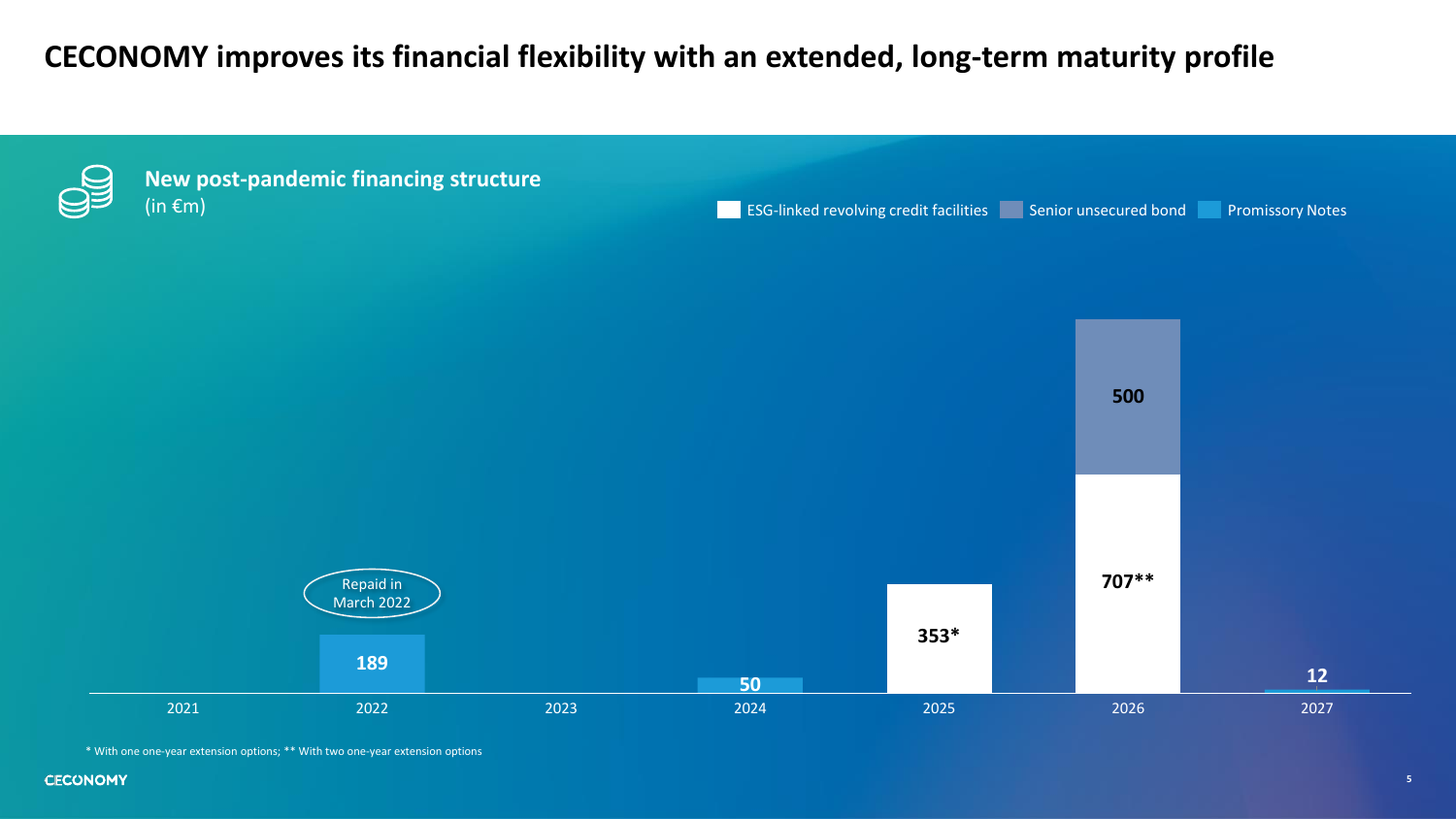# CECONOMY improves its financial flexibility with an extended, long-term maturity profile

## New post-pandemic financing structure

(in €m)

| Year | ESG-linked revolving credit facilities | Senior unsecured bond | Promissory Notes |
|---|---|---|---|
| 2021 | | | |
| 2022 | | | 189 (Repaid in March 2022) |
| 2023 | | | |
| 2024 | | | 50 |
| 2025 | 353* | | |
| 2026 | 707** | 500 | |
| 2027 | | | 12 |

\* With one one-year extension options; ** With two one-year extension options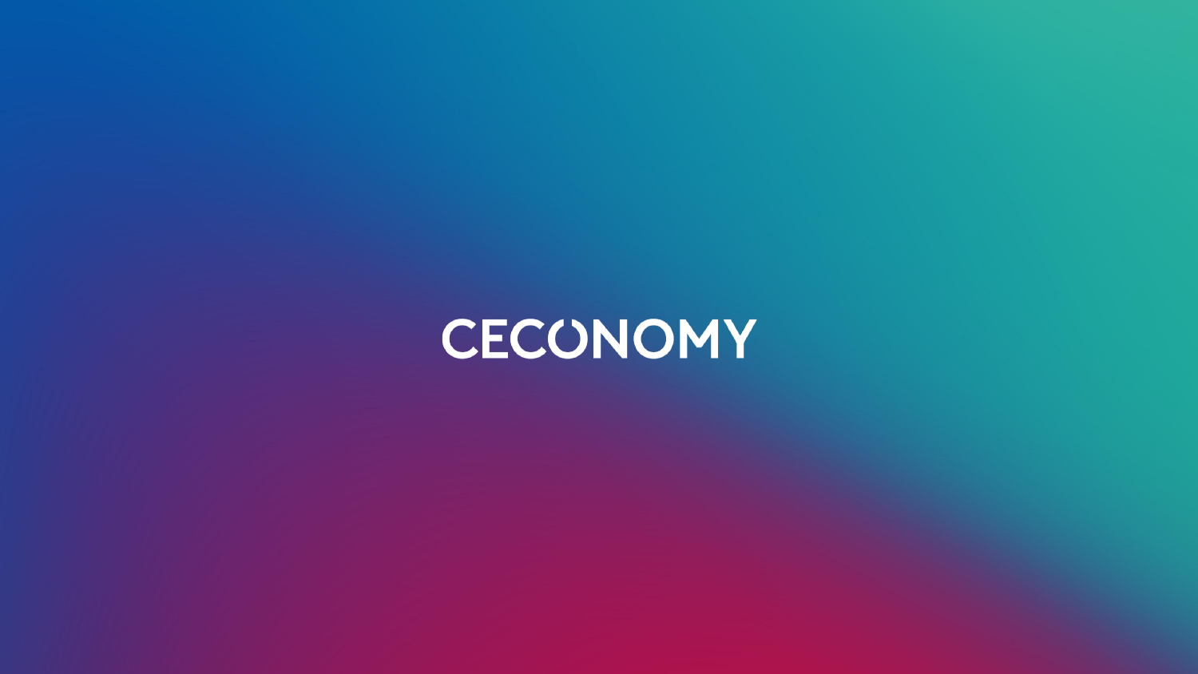CECONOMY